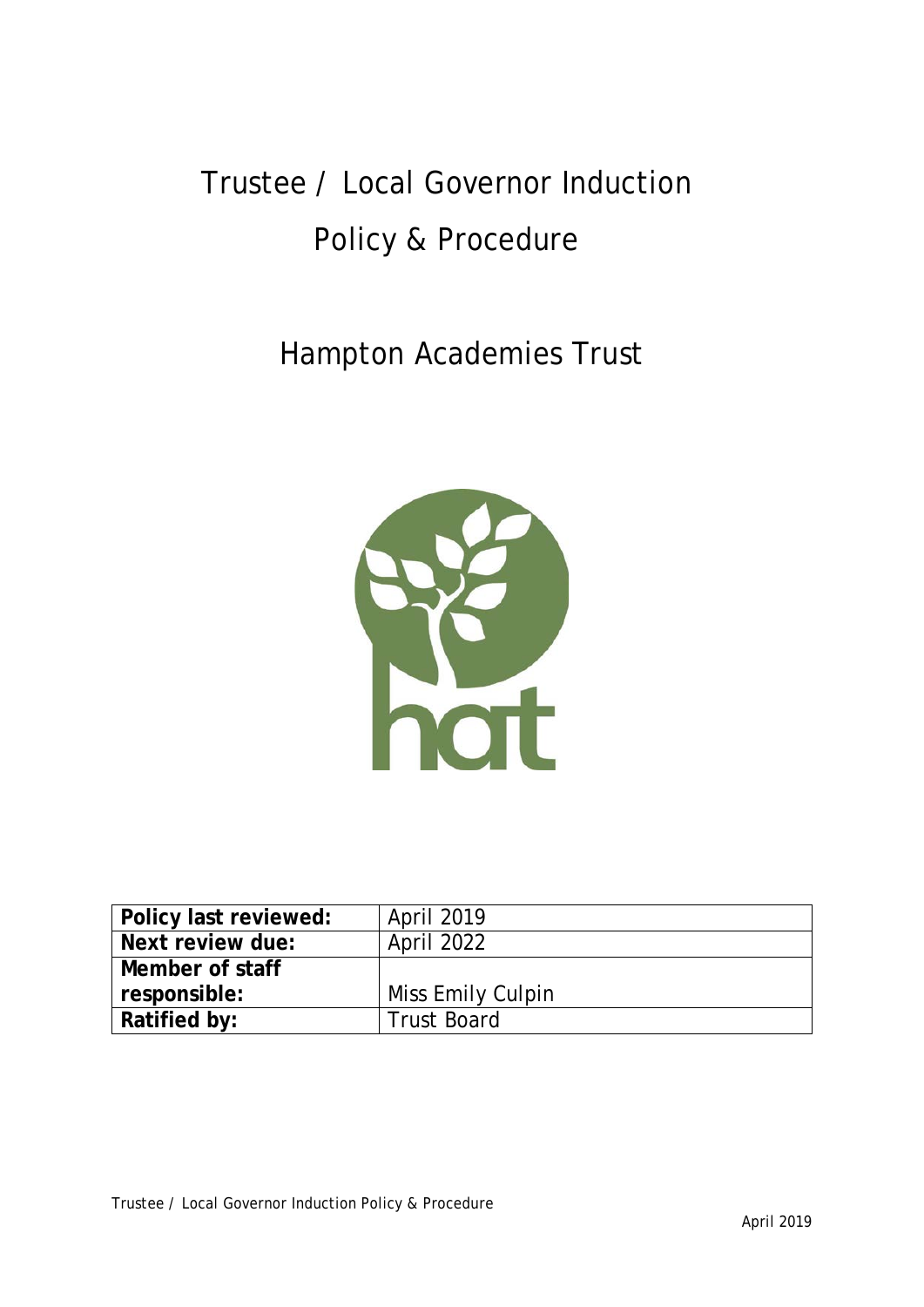# Trustee / Local Governor Induction Policy & Procedure

## Hampton Academies Trust

| Policy last reviewed: | April 2019 |
|---|---|
| Next review due: | April 2022 |
| Member of staff responsible: | Miss Emily Culpin |
| Ratified by: | Trust Board |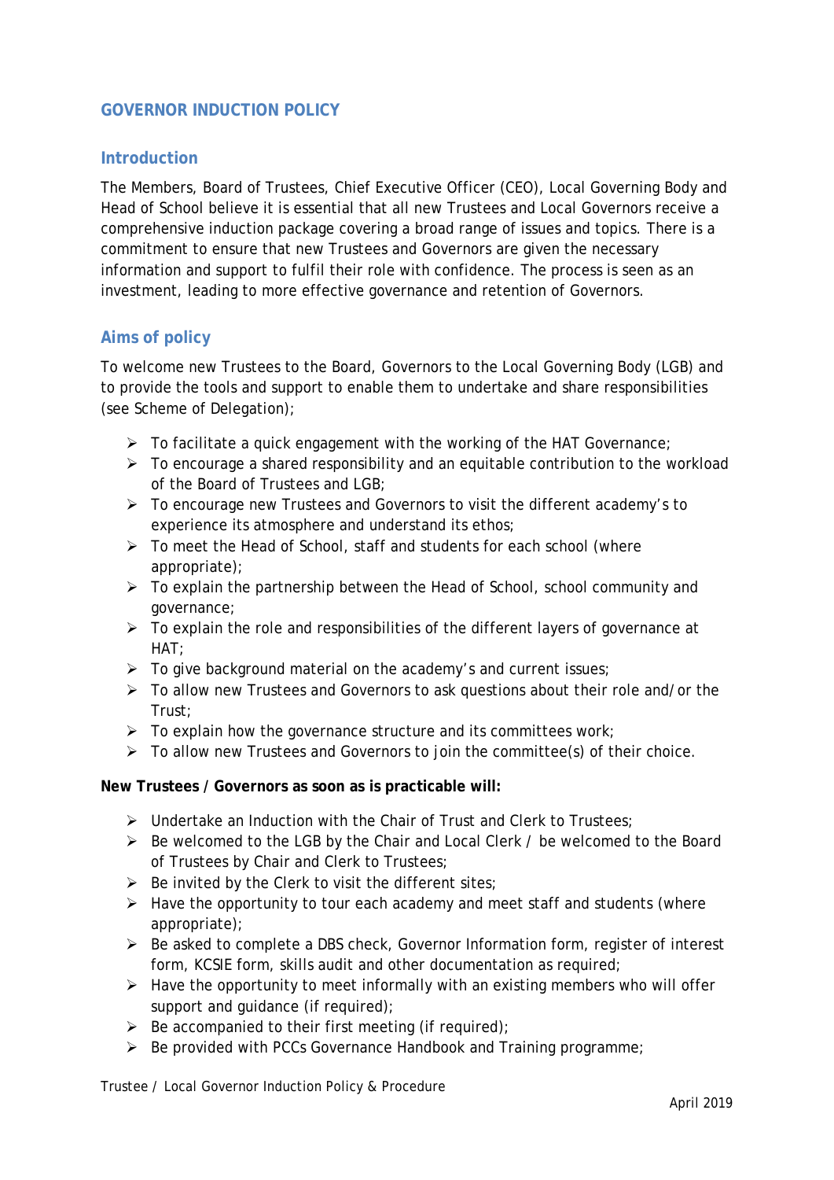## GOVERNOR INDUCTION POLICY

### Introduction

The Members, Board of Trustees, Chief Executive Officer (CEO), Local Governing Body and Head of School believe it is essential that all new Trustees and Local Governors receive a comprehensive induction package covering a broad range of issues and topics. There is a commitment to ensure that new Trustees and Governors are given the necessary information and support to fulfil their role with confidence. The process is seen as an investment, leading to more effective governance and retention of Governors.

### Aims of policy

To welcome new Trustees to the Board, Governors to the Local Governing Body (LGB) and to provide the tools and support to enable them to undertake and share responsibilities (see Scheme of Delegation);

- To facilitate a quick engagement with the working of the HAT Governance;
- To encourage a shared responsibility and an equitable contribution to the workload of the Board of Trustees and LGB;
- To encourage new Trustees and Governors to visit the different academy's to experience its atmosphere and understand its ethos;
- To meet the Head of School, staff and students for each school (where appropriate);
- To explain the partnership between the Head of School, school community and governance;
- To explain the role and responsibilities of the different layers of governance at HAT;
- To give background material on the academy's and current issues;
- To allow new Trustees and Governors to ask questions about their role and/or the Trust;
- To explain how the governance structure and its committees work;
- To allow new Trustees and Governors to join the committee(s) of their choice.

**New Trustees / Governors as soon as is practicable will:**

- Undertake an Induction with the Chair of Trust and Clerk to Trustees;
- Be welcomed to the LGB by the Chair and Local Clerk / be welcomed to the Board of Trustees by Chair and Clerk to Trustees;
- Be invited by the Clerk to visit the different sites;
- Have the opportunity to tour each academy and meet staff and students (where appropriate);
- Be asked to complete a DBS check, Governor Information form, register of interest form, KCSIE form, skills audit and other documentation as required;
- Have the opportunity to meet informally with an existing members who will offer support and guidance (if required);
- Be accompanied to their first meeting (if required);
- Be provided with PCCs Governance Handbook and Training programme;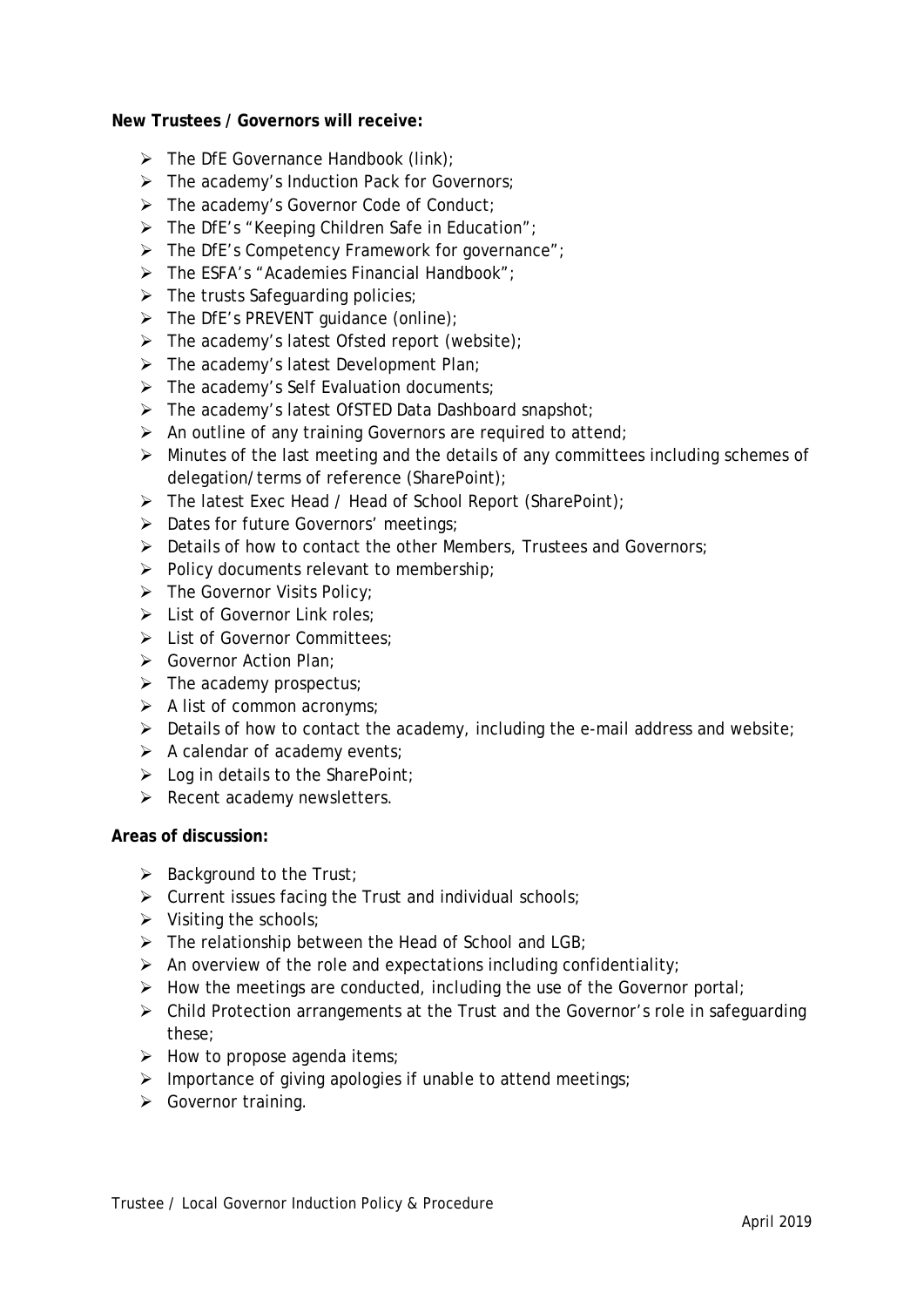**New Trustees / Governors will receive:**

- The DfE Governance Handbook (link);
- The academy's Induction Pack for Governors;
- The academy's Governor Code of Conduct;
- The DfE's "Keeping Children Safe in Education";
- The DfE's Competency Framework for governance";
- The ESFA's "Academies Financial Handbook";
- The trusts Safeguarding policies;
- The DfE's PREVENT guidance (online);
- The academy's latest Ofsted report (website);
- The academy's latest Development Plan;
- The academy's Self Evaluation documents;
- The academy's latest OfSTED Data Dashboard snapshot;
- An outline of any training Governors are required to attend;
- Minutes of the last meeting and the details of any committees including schemes of delegation/terms of reference (SharePoint);
- The latest Exec Head / Head of School Report (SharePoint);
- Dates for future Governors' meetings;
- Details of how to contact the other Members, Trustees and Governors;
- Policy documents relevant to membership;
- The Governor Visits Policy;
- List of Governor Link roles;
- List of Governor Committees;
- Governor Action Plan;
- The academy prospectus;
- A list of common acronyms;
- Details of how to contact the academy, including the e-mail address and website;
- A calendar of academy events;
- Log in details to the SharePoint;
- Recent academy newsletters.

**Areas of discussion:**

- Background to the Trust;
- Current issues facing the Trust and individual schools;
- Visiting the schools;
- The relationship between the Head of School and LGB;
- An overview of the role and expectations including confidentiality;
- How the meetings are conducted, including the use of the Governor portal;
- Child Protection arrangements at the Trust and the Governor's role in safeguarding these;
- How to propose agenda items;
- Importance of giving apologies if unable to attend meetings;
- Governor training.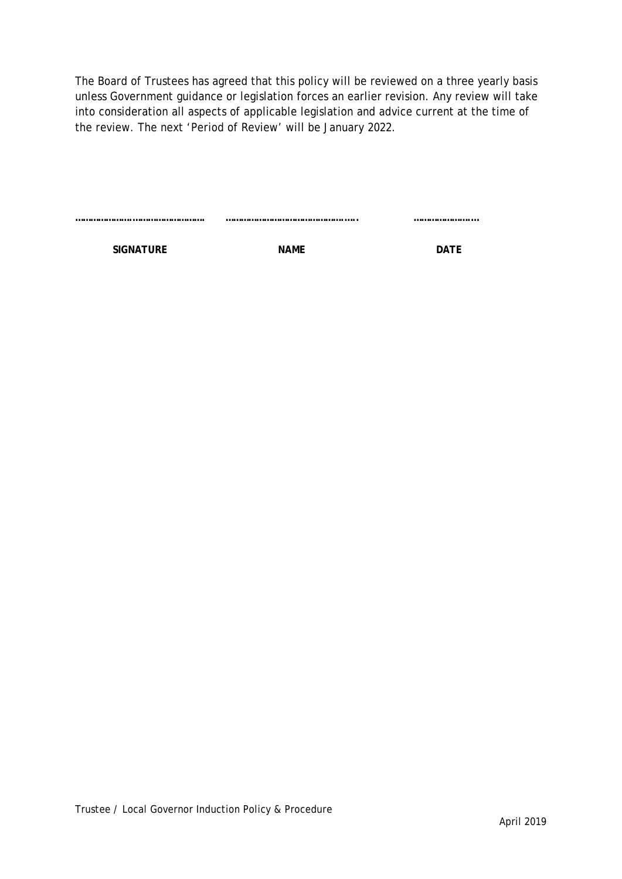The Board of Trustees has agreed that this policy will be reviewed on a three yearly basis unless Government guidance or legislation forces an earlier revision. Any review will take into consideration all aspects of applicable legislation and advice current at the time of the review. The next 'Period of Review' will be January 2022.

| | | |
|---|---|---|
| ……………………………………………… | ……………………………………………….. | …………………… |
| **SIGNATURE** | **NAME** | **DATE** |